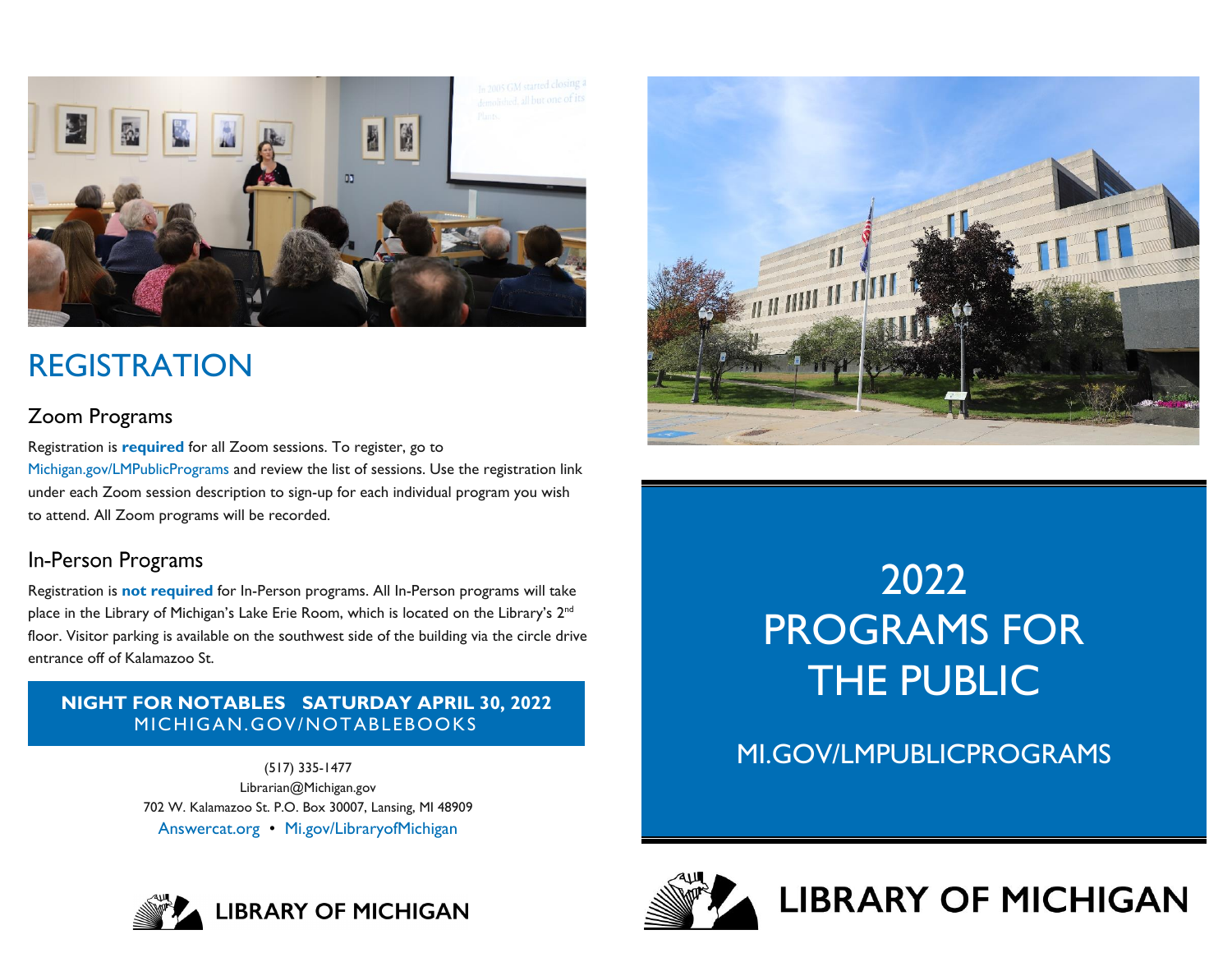# REGISTRATION

## Zoom Programs

Registration is **required** for all Zoom sessions. To register, go to Michigan.gov/LMPublicPrograms and review the list of sessions. Use the registration link under each Zoom session description to sign-up for each individual program you wish to attend. All Zoom programs will be recorded.

## In-Person Programs

Registration is **not required** for In-Person programs. All In-Person programs will take place in the Library of Michigan's Lake Erie Room, which is located on the Library's 2nd floor. Visitor parking is available on the southwest side of the building via the circle drive entrance off of Kalamazoo St.

**NIGHT FOR NOTABLES SATURDAY APRIL 30, 2022**
MICHIGAN.GOV/NOTABLEBOOKS

(517) 335-1477
Librarian@Michigan.gov
702 W. Kalamazoo St. P.O. Box 30007, Lansing, MI 48909
Answercat.org • Mi.gov/LibraryofMichigan

LIBRARY OF MICHIGAN

# 2022 PROGRAMS FOR THE PUBLIC

MI.GOV/LMPUBLICPROGRAMS

LIBRARY OF MICHIGAN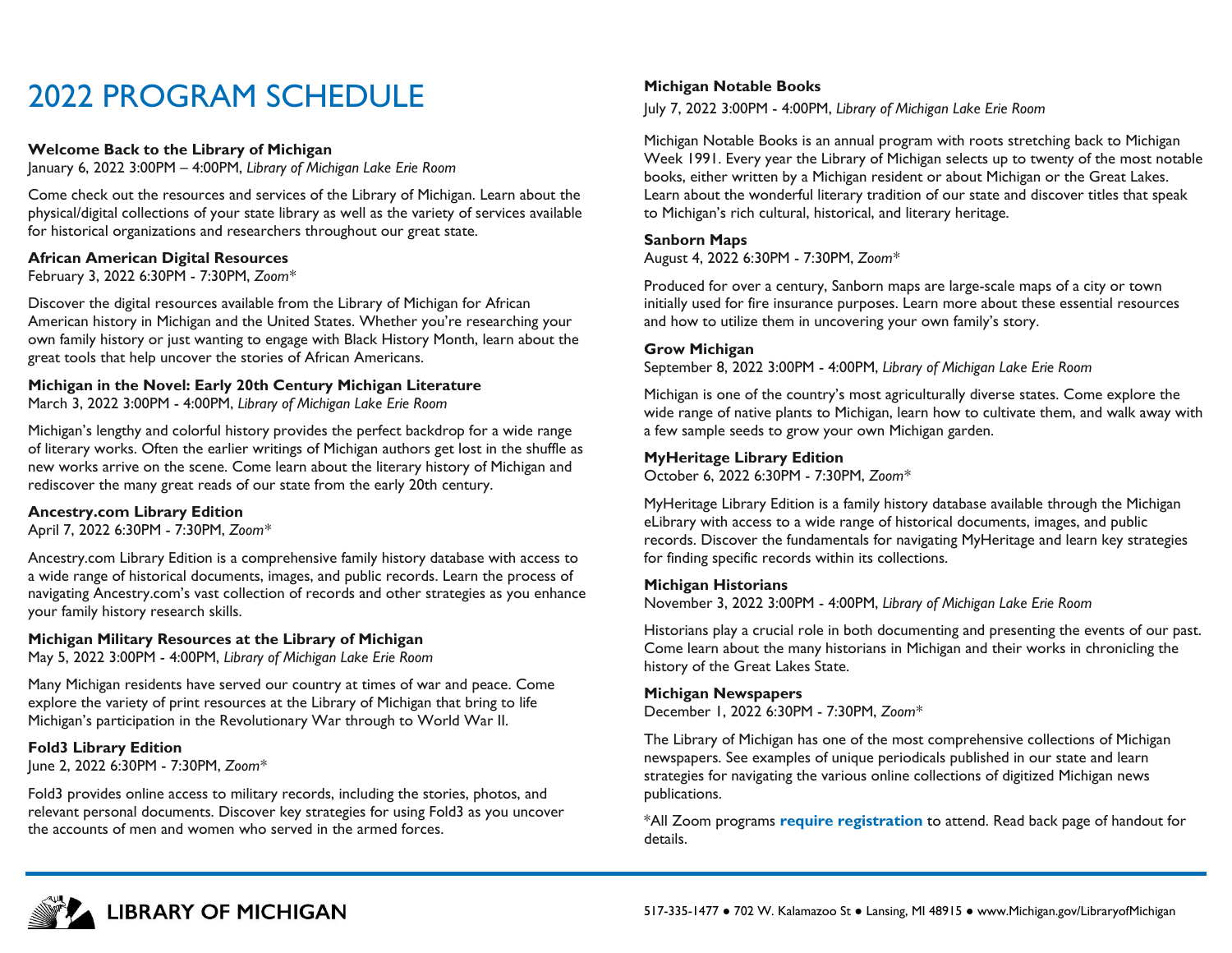# 2022 PROGRAM SCHEDULE

**Welcome Back to the Library of Michigan**
January 6, 2022 3:00PM – 4:00PM, *Library of Michigan Lake Erie Room*

Come check out the resources and services of the Library of Michigan. Learn about the physical/digital collections of your state library as well as the variety of services available for historical organizations and researchers throughout our great state.

**African American Digital Resources**
February 3, 2022 6:30PM - 7:30PM, *Zoom**

Discover the digital resources available from the Library of Michigan for African American history in Michigan and the United States. Whether you're researching your own family history or just wanting to engage with Black History Month, learn about the great tools that help uncover the stories of African Americans.

**Michigan in the Novel: Early 20th Century Michigan Literature**
March 3, 2022 3:00PM - 4:00PM, *Library of Michigan Lake Erie Room*

Michigan's lengthy and colorful history provides the perfect backdrop for a wide range of literary works. Often the earlier writings of Michigan authors get lost in the shuffle as new works arrive on the scene. Come learn about the literary history of Michigan and rediscover the many great reads of our state from the early 20th century.

**Ancestry.com Library Edition**
April 7, 2022 6:30PM - 7:30PM, *Zoom**

Ancestry.com Library Edition is a comprehensive family history database with access to a wide range of historical documents, images, and public records. Learn the process of navigating Ancestry.com's vast collection of records and other strategies as you enhance your family history research skills.

**Michigan Military Resources at the Library of Michigan**
May 5, 2022 3:00PM - 4:00PM, *Library of Michigan Lake Erie Room*

Many Michigan residents have served our country at times of war and peace. Come explore the variety of print resources at the Library of Michigan that bring to life Michigan's participation in the Revolutionary War through to World War II.

**Fold3 Library Edition**
June 2, 2022 6:30PM - 7:30PM, *Zoom**

Fold3 provides online access to military records, including the stories, photos, and relevant personal documents. Discover key strategies for using Fold3 as you uncover the accounts of men and women who served in the armed forces.

**Michigan Notable Books**
July 7, 2022 3:00PM - 4:00PM, *Library of Michigan Lake Erie Room*

Michigan Notable Books is an annual program with roots stretching back to Michigan Week 1991. Every year the Library of Michigan selects up to twenty of the most notable books, either written by a Michigan resident or about Michigan or the Great Lakes. Learn about the wonderful literary tradition of our state and discover titles that speak to Michigan's rich cultural, historical, and literary heritage.

**Sanborn Maps**
August 4, 2022 6:30PM - 7:30PM, *Zoom**

Produced for over a century, Sanborn maps are large-scale maps of a city or town initially used for fire insurance purposes. Learn more about these essential resources and how to utilize them in uncovering your own family's story.

**Grow Michigan**
September 8, 2022 3:00PM - 4:00PM, *Library of Michigan Lake Erie Room*

Michigan is one of the country's most agriculturally diverse states. Come explore the wide range of native plants to Michigan, learn how to cultivate them, and walk away with a few sample seeds to grow your own Michigan garden.

**MyHeritage Library Edition**
October 6, 2022 6:30PM - 7:30PM, *Zoom**

MyHeritage Library Edition is a family history database available through the Michigan eLibrary with access to a wide range of historical documents, images, and public records. Discover the fundamentals for navigating MyHeritage and learn key strategies for finding specific records within its collections.

**Michigan Historians**
November 3, 2022 3:00PM - 4:00PM, *Library of Michigan Lake Erie Room*

Historians play a crucial role in both documenting and presenting the events of our past. Come learn about the many historians in Michigan and their works in chronicling the history of the Great Lakes State.

**Michigan Newspapers**
December 1, 2022 6:30PM - 7:30PM, *Zoom**

The Library of Michigan has one of the most comprehensive collections of Michigan newspapers. See examples of unique periodicals published in our state and learn strategies for navigating the various online collections of digitized Michigan news publications.

*All Zoom programs **require registration** to attend. Read back page of handout for details.

LIBRARY OF MICHIGAN

517-335-1477 ● 702 W. Kalamazoo St ● Lansing, MI 48915 ● www.Michigan.gov/LibraryofMichigan